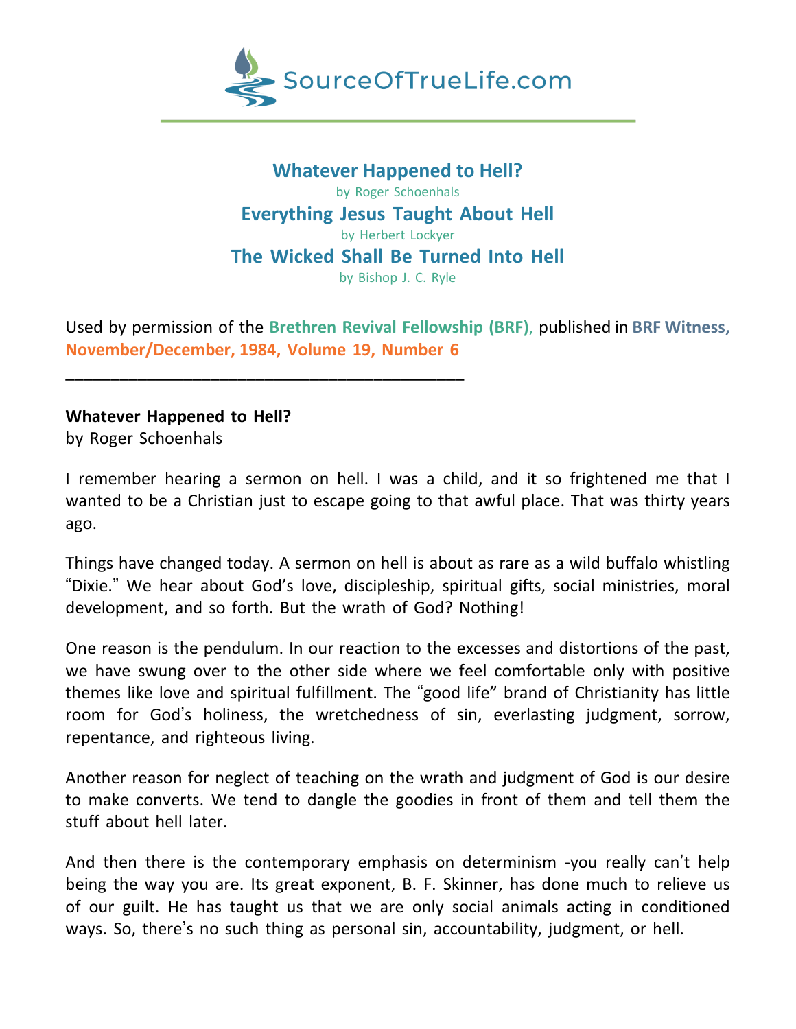SourceOfTrueLife.com

## Whatever Happened to Hell?
by Roger Schoenhals

## Everything Jesus Taught About Hell
by Herbert Lockyer

## The Wicked Shall Be Turned Into Hell
by Bishop J. C. Ryle

Used by permission of the **Brethren Revival Fellowship (BRF)**, published in **BRF Witness, November/December, 1984, Volume 19, Number 6**

---

**Whatever Happened to Hell?**
by Roger Schoenhals

I remember hearing a sermon on hell. I was a child, and it so frightened me that I wanted to be a Christian just to escape going to that awful place. That was thirty years ago.

Things have changed today. A sermon on hell is about as rare as a wild buffalo whistling "Dixie." We hear about God's love, discipleship, spiritual gifts, social ministries, moral development, and so forth. But the wrath of God? Nothing!

One reason is the pendulum. In our reaction to the excesses and distortions of the past, we have swung over to the other side where we feel comfortable only with positive themes like love and spiritual fulfillment. The "good life" brand of Christianity has little room for God's holiness, the wretchedness of sin, everlasting judgment, sorrow, repentance, and righteous living.

Another reason for neglect of teaching on the wrath and judgment of God is our desire to make converts. We tend to dangle the goodies in front of them and tell them the stuff about hell later.

And then there is the contemporary emphasis on determinism -you really can't help being the way you are. Its great exponent, B. F. Skinner, has done much to relieve us of our guilt. He has taught us that we are only social animals acting in conditioned ways. So, there's no such thing as personal sin, accountability, judgment, or hell.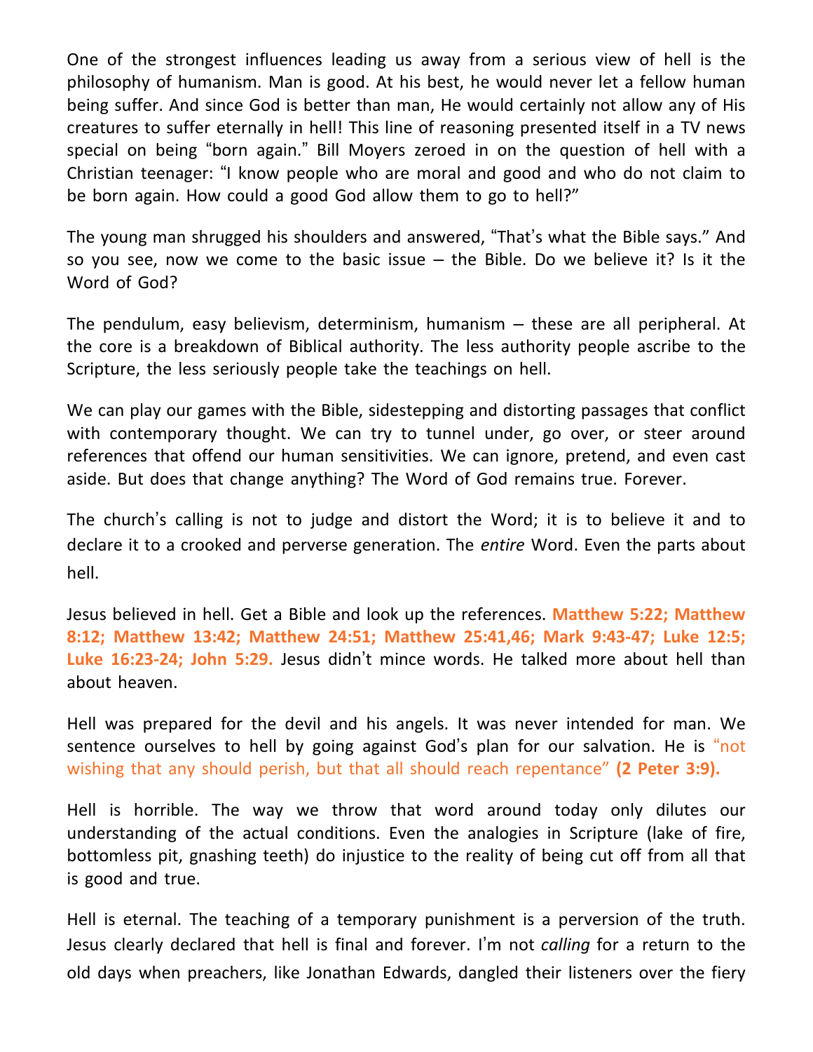One of the strongest influences leading us away from a serious view of hell is the philosophy of humanism. Man is good. At his best, he would never let a fellow human being suffer. And since God is better than man, He would certainly not allow any of His creatures to suffer eternally in hell! This line of reasoning presented itself in a TV news special on being "born again." Bill Moyers zeroed in on the question of hell with a Christian teenager: "I know people who are moral and good and who do not claim to be born again. How could a good God allow them to go to hell?"

The young man shrugged his shoulders and answered, "That's what the Bible says." And so you see, now we come to the basic issue – the Bible. Do we believe it? Is it the Word of God?

The pendulum, easy believism, determinism, humanism – these are all peripheral. At the core is a breakdown of Biblical authority. The less authority people ascribe to the Scripture, the less seriously people take the teachings on hell.

We can play our games with the Bible, sidestepping and distorting passages that conflict with contemporary thought. We can try to tunnel under, go over, or steer around references that offend our human sensitivities. We can ignore, pretend, and even cast aside. But does that change anything? The Word of God remains true. Forever.

The church's calling is not to judge and distort the Word; it is to believe it and to declare it to a crooked and perverse generation. The *entire* Word. Even the parts about hell.

Jesus believed in hell. Get a Bible and look up the references. **Matthew 5:22; Matthew 8:12; Matthew 13:42; Matthew 24:51; Matthew 25:41,46; Mark 9:43-47; Luke 12:5; Luke 16:23-24; John 5:29.** Jesus didn't mince words. He talked more about hell than about heaven.

Hell was prepared for the devil and his angels. It was never intended for man. We sentence ourselves to hell by going against God's plan for our salvation. He is "not wishing that any should perish, but that all should reach repentance" **(2 Peter 3:9).**

Hell is horrible. The way we throw that word around today only dilutes our understanding of the actual conditions. Even the analogies in Scripture (lake of fire, bottomless pit, gnashing teeth) do injustice to the reality of being cut off from all that is good and true.

Hell is eternal. The teaching of a temporary punishment is a perversion of the truth. Jesus clearly declared that hell is final and forever. I'm not *calling* for a return to the old days when preachers, like Jonathan Edwards, dangled their listeners over the fiery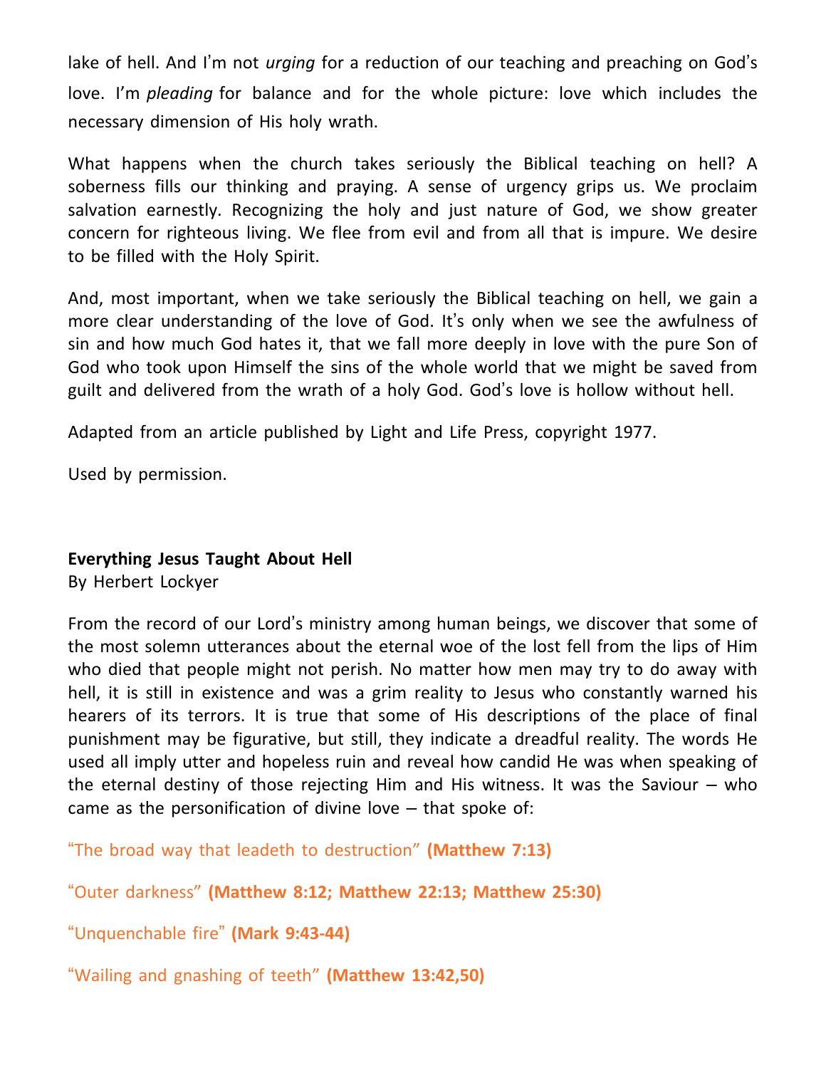lake of hell. And I'm not *urging* for a reduction of our teaching and preaching on God's love. I'm *pleading* for balance and for the whole picture: love which includes the necessary dimension of His holy wrath.

What happens when the church takes seriously the Biblical teaching on hell? A soberness fills our thinking and praying. A sense of urgency grips us. We proclaim salvation earnestly. Recognizing the holy and just nature of God, we show greater concern for righteous living. We flee from evil and from all that is impure. We desire to be filled with the Holy Spirit.

And, most important, when we take seriously the Biblical teaching on hell, we gain a more clear understanding of the love of God. It's only when we see the awfulness of sin and how much God hates it, that we fall more deeply in love with the pure Son of God who took upon Himself the sins of the whole world that we might be saved from guilt and delivered from the wrath of a holy God. God's love is hollow without hell.

Adapted from an article published by Light and Life Press, copyright 1977.

Used by permission.

**Everything Jesus Taught About Hell**
By Herbert Lockyer

From the record of our Lord's ministry among human beings, we discover that some of the most solemn utterances about the eternal woe of the lost fell from the lips of Him who died that people might not perish. No matter how men may try to do away with hell, it is still in existence and was a grim reality to Jesus who constantly warned his hearers of its terrors. It is true that some of His descriptions of the place of final punishment may be figurative, but still, they indicate a dreadful reality. The words He used all imply utter and hopeless ruin and reveal how candid He was when speaking of the eternal destiny of those rejecting Him and His witness. It was the Saviour – who came as the personification of divine love – that spoke of:

"The broad way that leadeth to destruction" **(Matthew 7:13)**

"Outer darkness" **(Matthew 8:12; Matthew 22:13; Matthew 25:30)**

"Unquenchable fire" **(Mark 9:43-44)**

"Wailing and gnashing of teeth" **(Matthew 13:42,50)**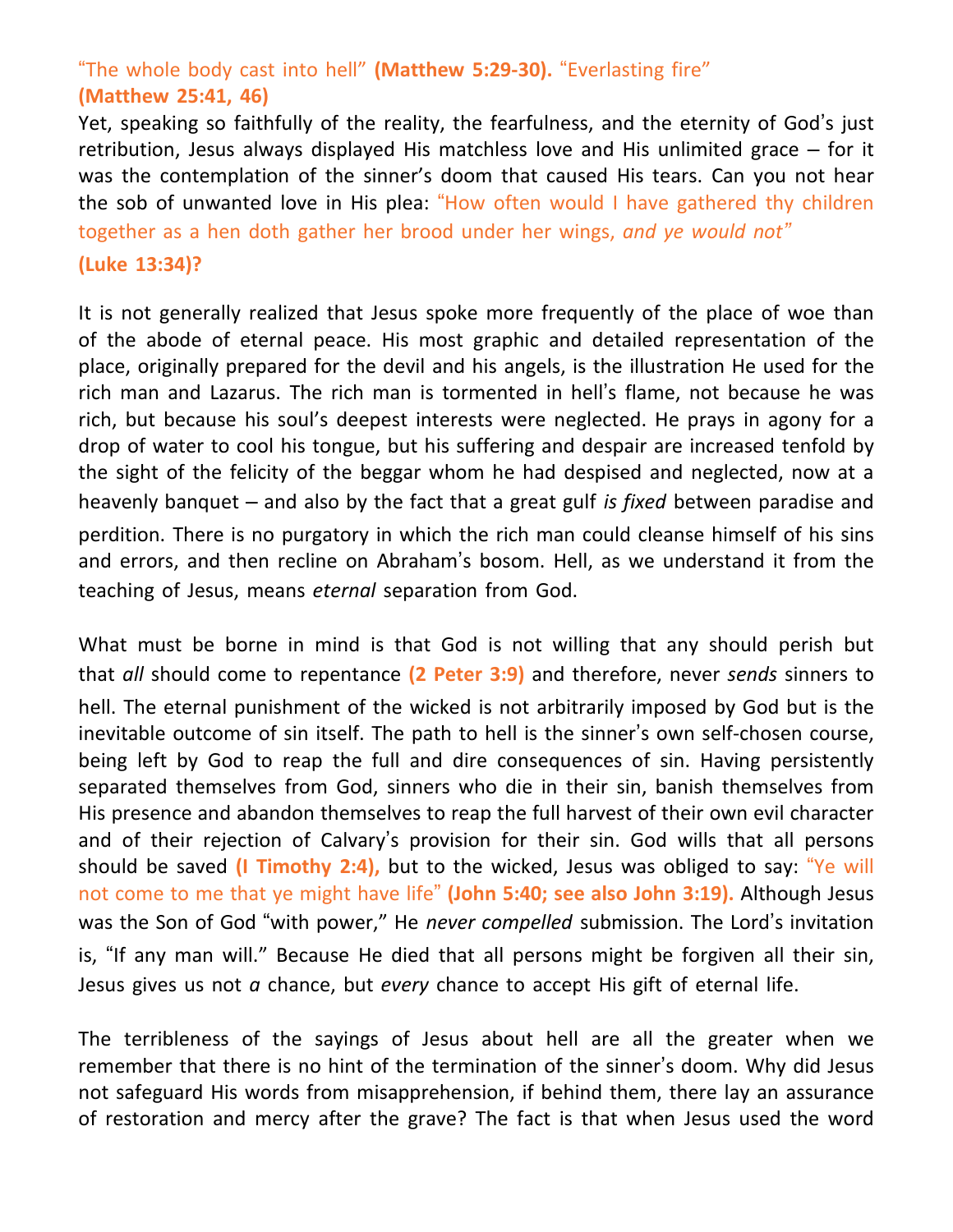"The whole body cast into hell" **(Matthew 5:29-30).** "Everlasting fire" **(Matthew 25:41, 46)**

Yet, speaking so faithfully of the reality, the fearfulness, and the eternity of God's just retribution, Jesus always displayed His matchless love and His unlimited grace – for it was the contemplation of the sinner's doom that caused His tears. Can you not hear the sob of unwanted love in His plea: "How often would I have gathered thy children together as a hen doth gather her brood under her wings, *and ye would not*" **(Luke 13:34)?**

It is not generally realized that Jesus spoke more frequently of the place of woe than of the abode of eternal peace. His most graphic and detailed representation of the place, originally prepared for the devil and his angels, is the illustration He used for the rich man and Lazarus. The rich man is tormented in hell's flame, not because he was rich, but because his soul's deepest interests were neglected. He prays in agony for a drop of water to cool his tongue, but his suffering and despair are increased tenfold by the sight of the felicity of the beggar whom he had despised and neglected, now at a heavenly banquet – and also by the fact that a great gulf *is fixed* between paradise and perdition. There is no purgatory in which the rich man could cleanse himself of his sins and errors, and then recline on Abraham's bosom. Hell, as we understand it from the teaching of Jesus, means *eternal* separation from God.

What must be borne in mind is that God is not willing that any should perish but that *all* should come to repentance **(2 Peter 3:9)** and therefore, never *sends* sinners to hell. The eternal punishment of the wicked is not arbitrarily imposed by God but is the inevitable outcome of sin itself. The path to hell is the sinner's own self-chosen course, being left by God to reap the full and dire consequences of sin. Having persistently separated themselves from God, sinners who die in their sin, banish themselves from His presence and abandon themselves to reap the full harvest of their own evil character and of their rejection of Calvary's provision for their sin. God wills that all persons should be saved **(I Timothy 2:4),** but to the wicked, Jesus was obliged to say: "Ye will not come to me that ye might have life" **(John 5:40; see also John 3:19).** Although Jesus was the Son of God "with power," He *never compelled* submission. The Lord's invitation is, "If any man will." Because He died that all persons might be forgiven all their sin, Jesus gives us not *a* chance, but *every* chance to accept His gift of eternal life.

The terribleness of the sayings of Jesus about hell are all the greater when we remember that there is no hint of the termination of the sinner's doom. Why did Jesus not safeguard His words from misapprehension, if behind them, there lay an assurance of restoration and mercy after the grave? The fact is that when Jesus used the word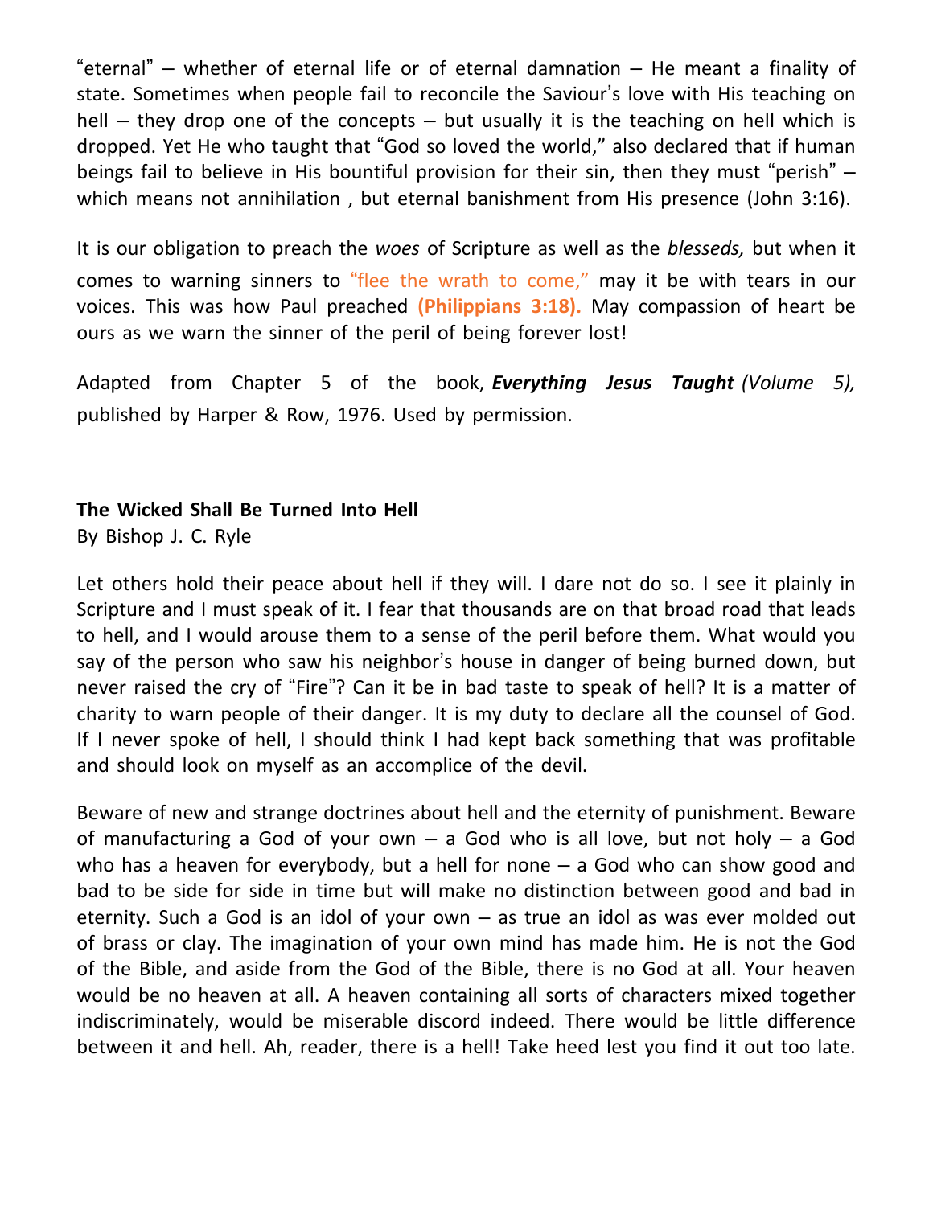"eternal" – whether of eternal life or of eternal damnation – He meant a finality of state. Sometimes when people fail to reconcile the Saviour's love with His teaching on hell – they drop one of the concepts – but usually it is the teaching on hell which is dropped. Yet He who taught that "God so loved the world," also declared that if human beings fail to believe in His bountiful provision for their sin, then they must "perish" – which means not annihilation , but eternal banishment from His presence (John 3:16).

It is our obligation to preach the *woes* of Scripture as well as the *blesseds,* but when it comes to warning sinners to "flee the wrath to come," may it be with tears in our voices. This was how Paul preached **(Philippians 3:18).** May compassion of heart be ours as we warn the sinner of the peril of being forever lost!

Adapted from Chapter 5 of the book, ***Everything Jesus Taught*** *(Volume 5),* published by Harper & Row, 1976. Used by permission.

**The Wicked Shall Be Turned Into Hell**
By Bishop J. C. Ryle

Let others hold their peace about hell if they will. I dare not do so. I see it plainly in Scripture and I must speak of it. I fear that thousands are on that broad road that leads to hell, and I would arouse them to a sense of the peril before them. What would you say of the person who saw his neighbor's house in danger of being burned down, but never raised the cry of "Fire"? Can it be in bad taste to speak of hell? It is a matter of charity to warn people of their danger. It is my duty to declare all the counsel of God. If I never spoke of hell, I should think I had kept back something that was profitable and should look on myself as an accomplice of the devil.

Beware of new and strange doctrines about hell and the eternity of punishment. Beware of manufacturing a God of your own – a God who is all love, but not holy – a God who has a heaven for everybody, but a hell for none – a God who can show good and bad to be side for side in time but will make no distinction between good and bad in eternity. Such a God is an idol of your own – as true an idol as was ever molded out of brass or clay. The imagination of your own mind has made him. He is not the God of the Bible, and aside from the God of the Bible, there is no God at all. Your heaven would be no heaven at all. A heaven containing all sorts of characters mixed together indiscriminately, would be miserable discord indeed. There would be little difference between it and hell. Ah, reader, there is a hell! Take heed lest you find it out too late.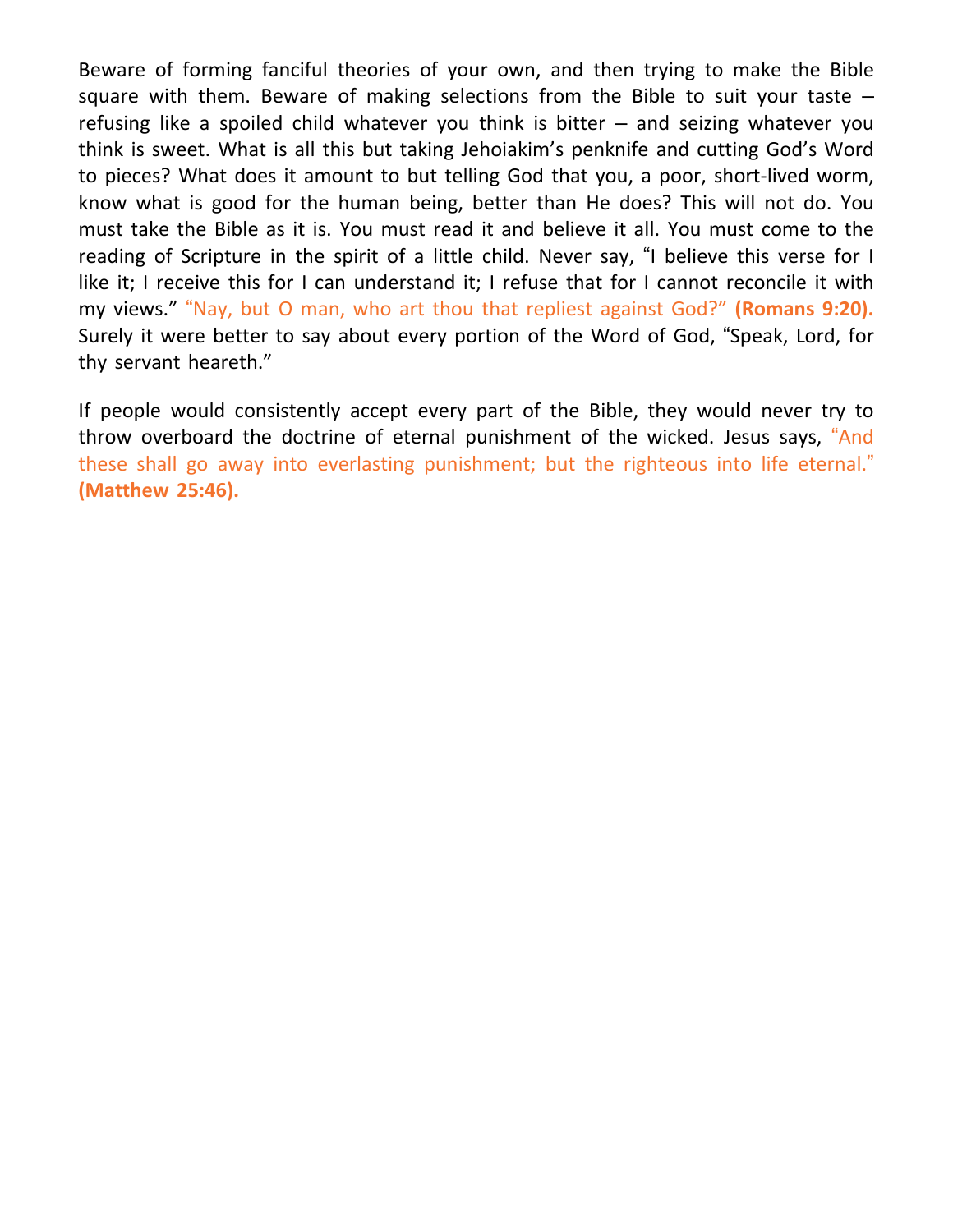Beware of forming fanciful theories of your own, and then trying to make the Bible square with them. Beware of making selections from the Bible to suit your taste – refusing like a spoiled child whatever you think is bitter – and seizing whatever you think is sweet. What is all this but taking Jehoiakim's penknife and cutting God's Word to pieces? What does it amount to but telling God that you, a poor, short-lived worm, know what is good for the human being, better than He does? This will not do. You must take the Bible as it is. You must read it and believe it all. You must come to the reading of Scripture in the spirit of a little child. Never say, "I believe this verse for I like it; I receive this for I can understand it; I refuse that for I cannot reconcile it with my views." "Nay, but O man, who art thou that repliest against God?" **(Romans 9:20).** Surely it were better to say about every portion of the Word of God, "Speak, Lord, for thy servant heareth."

If people would consistently accept every part of the Bible, they would never try to throw overboard the doctrine of eternal punishment of the wicked. Jesus says, "And these shall go away into everlasting punishment; but the righteous into life eternal." **(Matthew 25:46).**